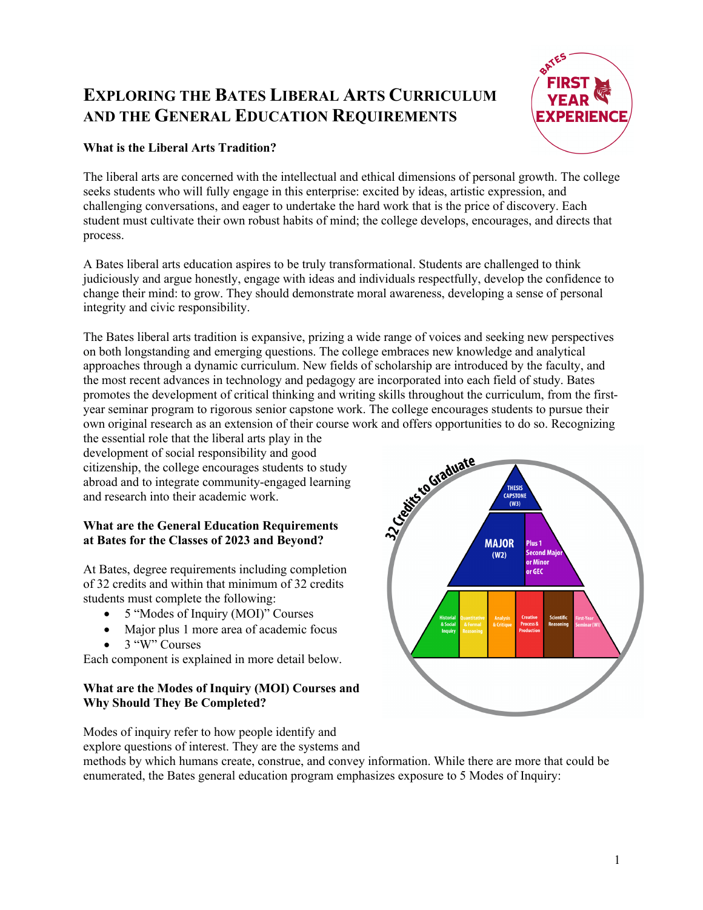# Exploring the Bates Liberal Arts Curriculum and the General Education Requirements

### What is the Liberal Arts Tradition?

The liberal arts are concerned with the intellectual and ethical dimensions of personal growth. The college seeks students who will fully engage in this enterprise: excited by ideas, artistic expression, and challenging conversations, and eager to undertake the hard work that is the price of discovery. Each student must cultivate their own robust habits of mind; the college develops, encourages, and directs that process.

A Bates liberal arts education aspires to be truly transformational. Students are challenged to think judiciously and argue honestly, engage with ideas and individuals respectfully, develop the confidence to change their mind: to grow. They should demonstrate moral awareness, developing a sense of personal integrity and civic responsibility.

The Bates liberal arts tradition is expansive, prizing a wide range of voices and seeking new perspectives on both longstanding and emerging questions. The college embraces new knowledge and analytical approaches through a dynamic curriculum. New fields of scholarship are introduced by the faculty, and the most recent advances in technology and pedagogy are incorporated into each field of study. Bates promotes the development of critical thinking and writing skills throughout the curriculum, from the first-year seminar program to rigorous senior capstone work. The college encourages students to pursue their own original research as an extension of their course work and offers opportunities to do so. Recognizing the essential role that the liberal arts play in the development of social responsibility and good citizenship, the college encourages students to study abroad and to integrate community-engaged learning and research into their academic work.

### What are the General Education Requirements at Bates for the Classes of 2023 and Beyond?

At Bates, degree requirements including completion of 32 credits and within that minimum of 32 credits students must complete the following:

- 5 "Modes of Inquiry (MOI)" Courses
- Major plus 1 more area of academic focus
- 3 "W" Courses

Each component is explained in more detail below.

### What are the Modes of Inquiry (MOI) Courses and Why Should They Be Completed?

Modes of inquiry refer to how people identify and explore questions of interest. They are the systems and methods by which humans create, construe, and convey information. While there are more that could be enumerated, the Bates general education program emphasizes exposure to 5 Modes of Inquiry: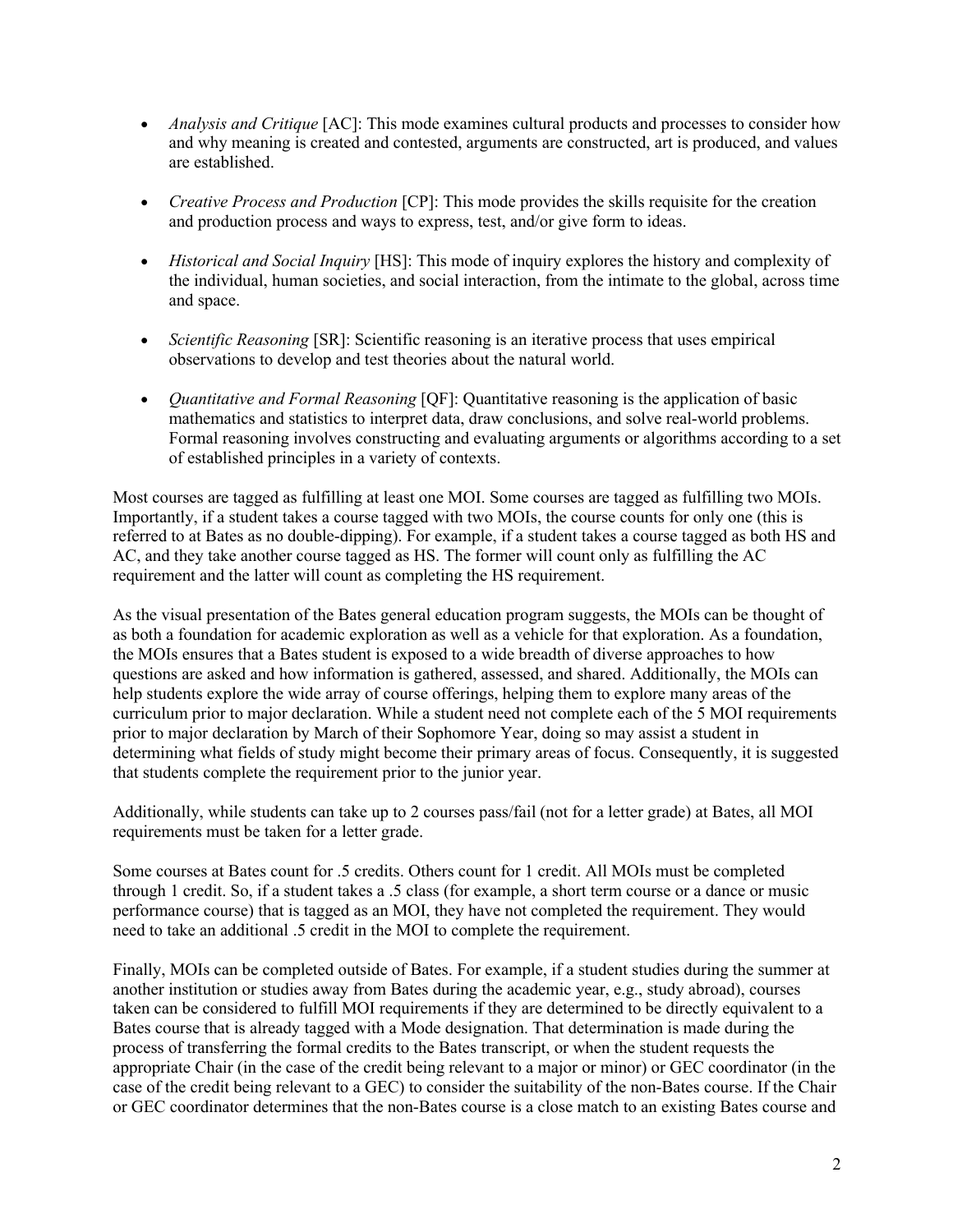- *Analysis and Critique* [AC]: This mode examines cultural products and processes to consider how and why meaning is created and contested, arguments are constructed, art is produced, and values are established.

- *Creative Process and Production* [CP]: This mode provides the skills requisite for the creation and production process and ways to express, test, and/or give form to ideas.

- *Historical and Social Inquiry* [HS]: This mode of inquiry explores the history and complexity of the individual, human societies, and social interaction, from the intimate to the global, across time and space.

- *Scientific Reasoning* [SR]: Scientific reasoning is an iterative process that uses empirical observations to develop and test theories about the natural world.

- *Quantitative and Formal Reasoning* [QF]: Quantitative reasoning is the application of basic mathematics and statistics to interpret data, draw conclusions, and solve real-world problems. Formal reasoning involves constructing and evaluating arguments or algorithms according to a set of established principles in a variety of contexts.

Most courses are tagged as fulfilling at least one MOI. Some courses are tagged as fulfilling two MOIs. Importantly, if a student takes a course tagged with two MOIs, the course counts for only one (this is referred to at Bates as no double-dipping). For example, if a student takes a course tagged as both HS and AC, and they take another course tagged as HS. The former will count only as fulfilling the AC requirement and the latter will count as completing the HS requirement.

As the visual presentation of the Bates general education program suggests, the MOIs can be thought of as both a foundation for academic exploration as well as a vehicle for that exploration. As a foundation, the MOIs ensures that a Bates student is exposed to a wide breadth of diverse approaches to how questions are asked and how information is gathered, assessed, and shared. Additionally, the MOIs can help students explore the wide array of course offerings, helping them to explore many areas of the curriculum prior to major declaration. While a student need not complete each of the 5 MOI requirements prior to major declaration by March of their Sophomore Year, doing so may assist a student in determining what fields of study might become their primary areas of focus. Consequently, it is suggested that students complete the requirement prior to the junior year.

Additionally, while students can take up to 2 courses pass/fail (not for a letter grade) at Bates, all MOI requirements must be taken for a letter grade.

Some courses at Bates count for .5 credits. Others count for 1 credit. All MOIs must be completed through 1 credit. So, if a student takes a .5 class (for example, a short term course or a dance or music performance course) that is tagged as an MOI, they have not completed the requirement. They would need to take an additional .5 credit in the MOI to complete the requirement.

Finally, MOIs can be completed outside of Bates. For example, if a student studies during the summer at another institution or studies away from Bates during the academic year, e.g., study abroad), courses taken can be considered to fulfill MOI requirements if they are determined to be directly equivalent to a Bates course that is already tagged with a Mode designation. That determination is made during the process of transferring the formal credits to the Bates transcript, or when the student requests the appropriate Chair (in the case of the credit being relevant to a major or minor) or GEC coordinator (in the case of the credit being relevant to a GEC) to consider the suitability of the non-Bates course. If the Chair or GEC coordinator determines that the non-Bates course is a close match to an existing Bates course and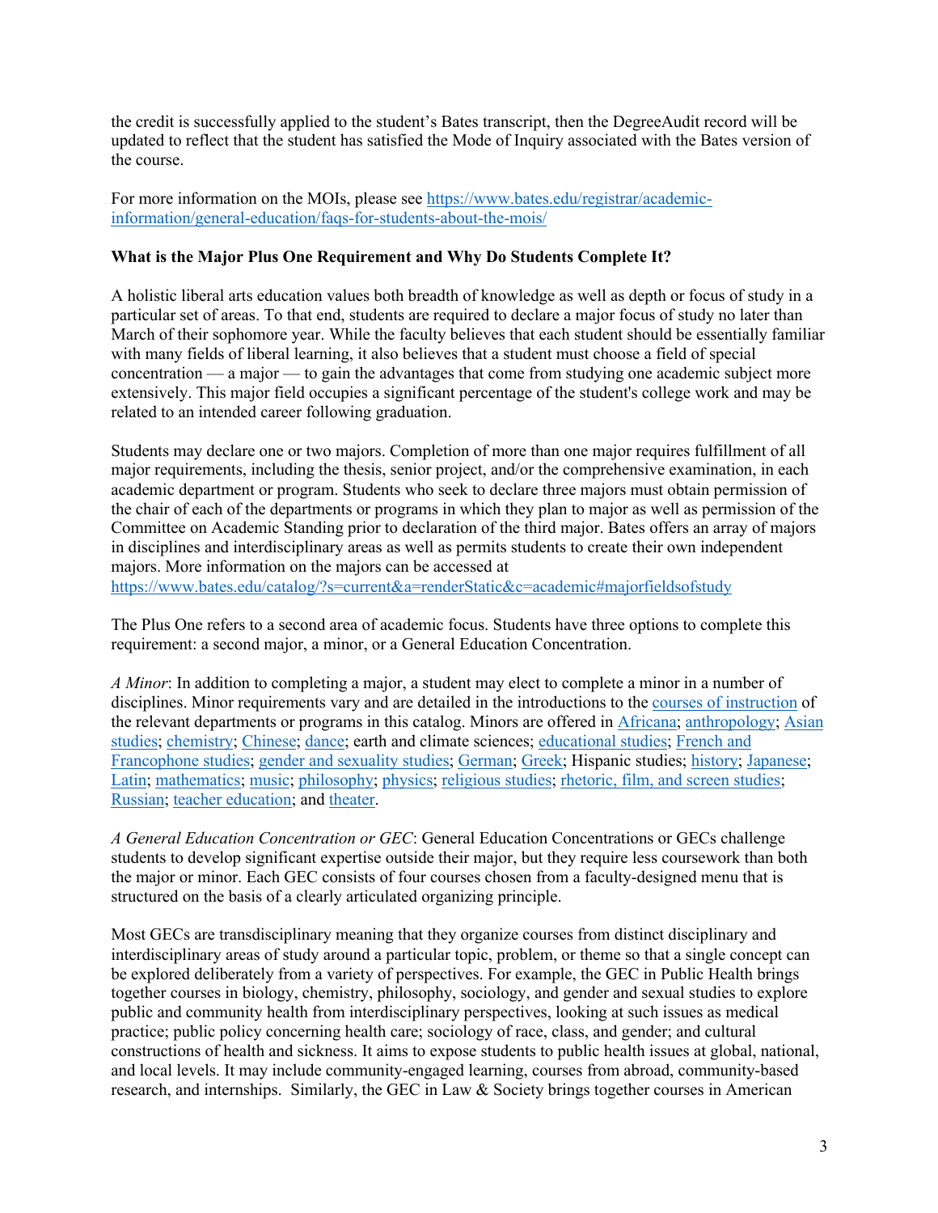the credit is successfully applied to the student's Bates transcript, then the DegreeAudit record will be updated to reflect that the student has satisfied the Mode of Inquiry associated with the Bates version of the course.

For more information on the MOIs, please see [https://www.bates.edu/registrar/academic-information/general-education/faqs-for-students-about-the-mois/](https://www.bates.edu/registrar/academic-information/general-education/faqs-for-students-about-the-mois/)

**What is the Major Plus One Requirement and Why Do Students Complete It?**

A holistic liberal arts education values both breadth of knowledge as well as depth or focus of study in a particular set of areas. To that end, students are required to declare a major focus of study no later than March of their sophomore year. While the faculty believes that each student should be essentially familiar with many fields of liberal learning, it also believes that a student must choose a field of special concentration — a major — to gain the advantages that come from studying one academic subject more extensively. This major field occupies a significant percentage of the student's college work and may be related to an intended career following graduation.

Students may declare one or two majors. Completion of more than one major requires fulfillment of all major requirements, including the thesis, senior project, and/or the comprehensive examination, in each academic department or program. Students who seek to declare three majors must obtain permission of the chair of each of the departments or programs in which they plan to major as well as permission of the Committee on Academic Standing prior to declaration of the third major. Bates offers an array of majors in disciplines and interdisciplinary areas as well as permits students to create their own independent majors. More information on the majors can be accessed at [https://www.bates.edu/catalog/?s=current&a=renderStatic&c=academic#majorfieldsofstudy](https://www.bates.edu/catalog/?s=current&a=renderStatic&c=academic#majorfieldsofstudy)

The Plus One refers to a second area of academic focus. Students have three options to complete this requirement: a second major, a minor, or a General Education Concentration.

*A Minor*: In addition to completing a major, a student may elect to complete a minor in a number of disciplines. Minor requirements vary and are detailed in the introductions to the courses of instruction of the relevant departments or programs in this catalog. Minors are offered in Africana; anthropology; Asian studies; chemistry; Chinese; dance; earth and climate sciences; educational studies; French and Francophone studies; gender and sexuality studies; German; Greek; Hispanic studies; history; Japanese; Latin; mathematics; music; philosophy; physics; religious studies; rhetoric, film, and screen studies; Russian; teacher education; and theater.

*A General Education Concentration or GEC*: General Education Concentrations or GECs challenge students to develop significant expertise outside their major, but they require less coursework than both the major or minor. Each GEC consists of four courses chosen from a faculty-designed menu that is structured on the basis of a clearly articulated organizing principle.

Most GECs are transdisciplinary meaning that they organize courses from distinct disciplinary and interdisciplinary areas of study around a particular topic, problem, or theme so that a single concept can be explored deliberately from a variety of perspectives. For example, the GEC in Public Health brings together courses in biology, chemistry, philosophy, sociology, and gender and sexual studies to explore public and community health from interdisciplinary perspectives, looking at such issues as medical practice; public policy concerning health care; sociology of race, class, and gender; and cultural constructions of health and sickness. It aims to expose students to public health issues at global, national, and local levels. It may include community-engaged learning, courses from abroad, community-based research, and internships. Similarly, the GEC in Law & Society brings together courses in American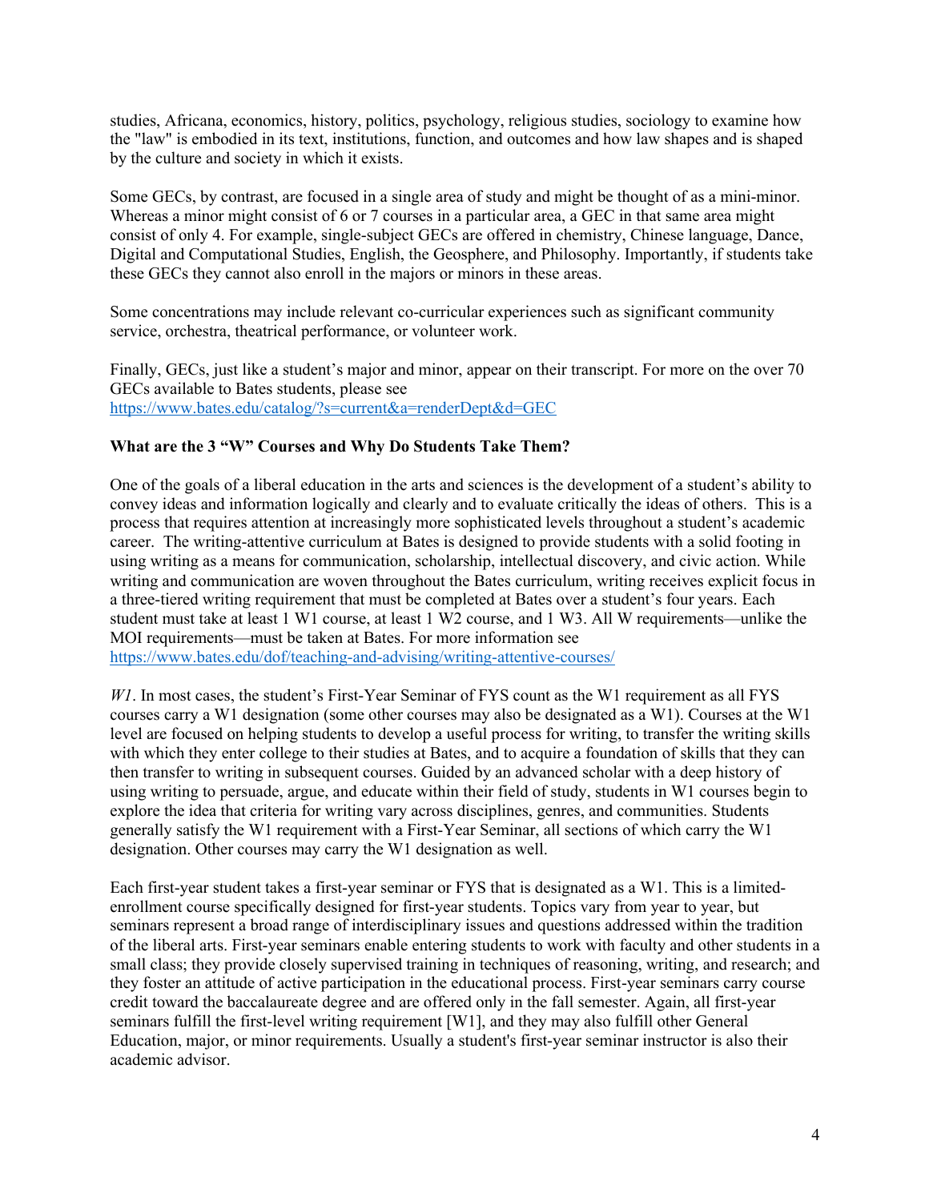studies, Africana, economics, history, politics, psychology, religious studies, sociology to examine how the "law" is embodied in its text, institutions, function, and outcomes and how law shapes and is shaped by the culture and society in which it exists.

Some GECs, by contrast, are focused in a single area of study and might be thought of as a mini-minor. Whereas a minor might consist of 6 or 7 courses in a particular area, a GEC in that same area might consist of only 4. For example, single-subject GECs are offered in chemistry, Chinese language, Dance, Digital and Computational Studies, English, the Geosphere, and Philosophy. Importantly, if students take these GECs they cannot also enroll in the majors or minors in these areas.

Some concentrations may include relevant co-curricular experiences such as significant community service, orchestra, theatrical performance, or volunteer work.

Finally, GECs, just like a student's major and minor, appear on their transcript. For more on the over 70 GECs available to Bates students, please see
https://www.bates.edu/catalog/?s=current&a=renderDept&d=GEC

**What are the 3 "W" Courses and Why Do Students Take Them?**

One of the goals of a liberal education in the arts and sciences is the development of a student's ability to convey ideas and information logically and clearly and to evaluate critically the ideas of others. This is a process that requires attention at increasingly more sophisticated levels throughout a student's academic career. The writing-attentive curriculum at Bates is designed to provide students with a solid footing in using writing as a means for communication, scholarship, intellectual discovery, and civic action. While writing and communication are woven throughout the Bates curriculum, writing receives explicit focus in a three-tiered writing requirement that must be completed at Bates over a student's four years. Each student must take at least 1 W1 course, at least 1 W2 course, and 1 W3. All W requirements—unlike the MOI requirements—must be taken at Bates. For more information see
https://www.bates.edu/dof/teaching-and-advising/writing-attentive-courses/

*W1*. In most cases, the student's First-Year Seminar of FYS count as the W1 requirement as all FYS courses carry a W1 designation (some other courses may also be designated as a W1). Courses at the W1 level are focused on helping students to develop a useful process for writing, to transfer the writing skills with which they enter college to their studies at Bates, and to acquire a foundation of skills that they can then transfer to writing in subsequent courses. Guided by an advanced scholar with a deep history of using writing to persuade, argue, and educate within their field of study, students in W1 courses begin to explore the idea that criteria for writing vary across disciplines, genres, and communities. Students generally satisfy the W1 requirement with a First-Year Seminar, all sections of which carry the W1 designation. Other courses may carry the W1 designation as well.

Each first-year student takes a first-year seminar or FYS that is designated as a W1. This is a limited-enrollment course specifically designed for first-year students. Topics vary from year to year, but seminars represent a broad range of interdisciplinary issues and questions addressed within the tradition of the liberal arts. First-year seminars enable entering students to work with faculty and other students in a small class; they provide closely supervised training in techniques of reasoning, writing, and research; and they foster an attitude of active participation in the educational process. First-year seminars carry course credit toward the baccalaureate degree and are offered only in the fall semester. Again, all first-year seminars fulfill the first-level writing requirement [W1], and they may also fulfill other General Education, major, or minor requirements. Usually a student's first-year seminar instructor is also their academic advisor.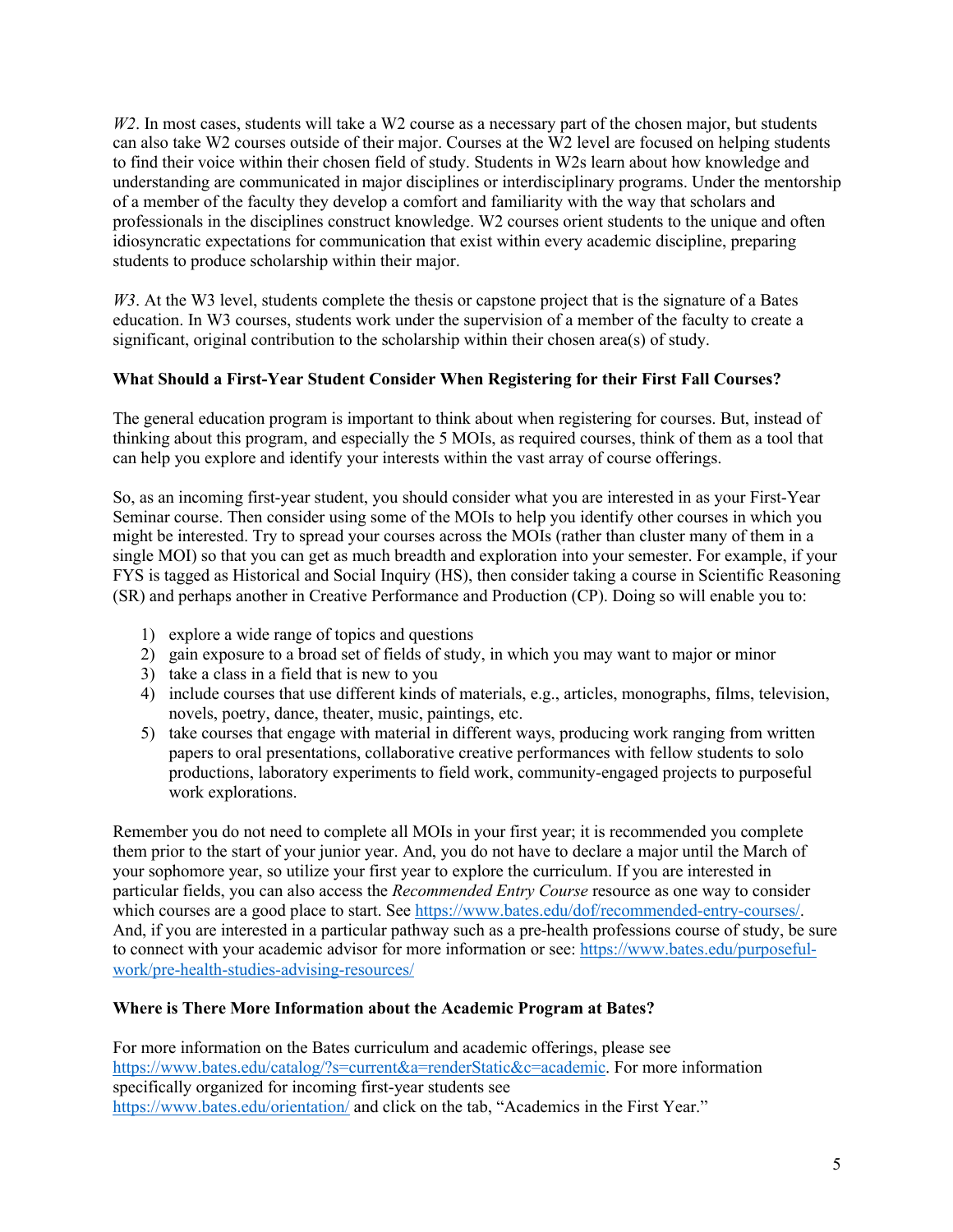*W2*. In most cases, students will take a W2 course as a necessary part of the chosen major, but students can also take W2 courses outside of their major. Courses at the W2 level are focused on helping students to find their voice within their chosen field of study. Students in W2s learn about how knowledge and understanding are communicated in major disciplines or interdisciplinary programs. Under the mentorship of a member of the faculty they develop a comfort and familiarity with the way that scholars and professionals in the disciplines construct knowledge. W2 courses orient students to the unique and often idiosyncratic expectations for communication that exist within every academic discipline, preparing students to produce scholarship within their major.

*W3*. At the W3 level, students complete the thesis or capstone project that is the signature of a Bates education. In W3 courses, students work under the supervision of a member of the faculty to create a significant, original contribution to the scholarship within their chosen area(s) of study.

**What Should a First-Year Student Consider When Registering for their First Fall Courses?**

The general education program is important to think about when registering for courses. But, instead of thinking about this program, and especially the 5 MOIs, as required courses, think of them as a tool that can help you explore and identify your interests within the vast array of course offerings.

So, as an incoming first-year student, you should consider what you are interested in as your First-Year Seminar course. Then consider using some of the MOIs to help you identify other courses in which you might be interested. Try to spread your courses across the MOIs (rather than cluster many of them in a single MOI) so that you can get as much breadth and exploration into your semester. For example, if your FYS is tagged as Historical and Social Inquiry (HS), then consider taking a course in Scientific Reasoning (SR) and perhaps another in Creative Performance and Production (CP). Doing so will enable you to:

1) explore a wide range of topics and questions
2) gain exposure to a broad set of fields of study, in which you may want to major or minor
3) take a class in a field that is new to you
4) include courses that use different kinds of materials, e.g., articles, monographs, films, television, novels, poetry, dance, theater, music, paintings, etc.
5) take courses that engage with material in different ways, producing work ranging from written papers to oral presentations, collaborative creative performances with fellow students to solo productions, laboratory experiments to field work, community-engaged projects to purposeful work explorations.

Remember you do not need to complete all MOIs in your first year; it is recommended you complete them prior to the start of your junior year. And, you do not have to declare a major until the March of your sophomore year, so utilize your first year to explore the curriculum. If you are interested in particular fields, you can also access the *Recommended Entry Course* resource as one way to consider which courses are a good place to start. See https://www.bates.edu/dof/recommended-entry-courses/. And, if you are interested in a particular pathway such as a pre-health professions course of study, be sure to connect with your academic advisor for more information or see: https://www.bates.edu/purposeful-work/pre-health-studies-advising-resources/

**Where is There More Information about the Academic Program at Bates?**

For more information on the Bates curriculum and academic offerings, please see https://www.bates.edu/catalog/?s=current&a=renderStatic&c=academic. For more information specifically organized for incoming first-year students see https://www.bates.edu/orientation/ and click on the tab, "Academics in the First Year."